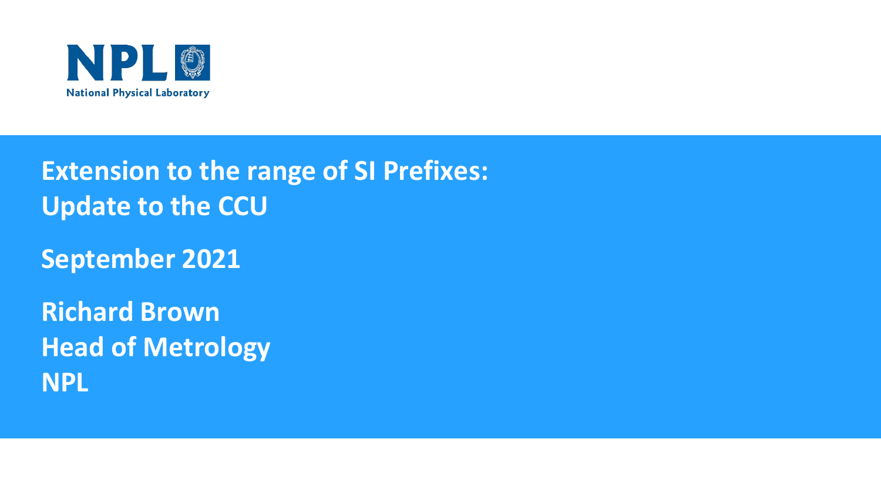NPL
National Physical Laboratory

# Extension to the range of SI Prefixes: Update to the CCU

**September 2021**

**Richard Brown**
**Head of Metrology**
**NPL**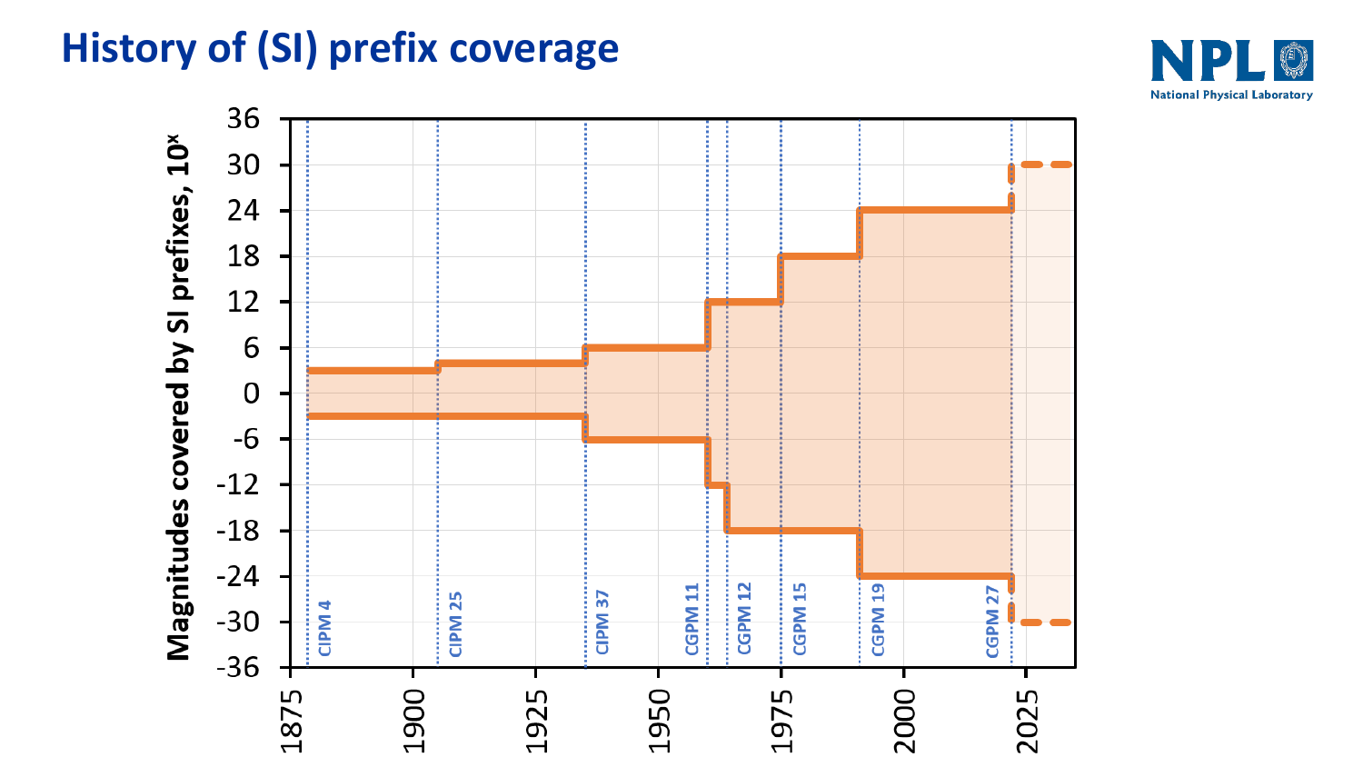# History of (SI) prefix coverage

NPL National Physical Laboratory

Magnitudes covered by SI prefixes, $10^x$

36, 30, 24, 18, 12, 6, 0, -6, -12, -18, -24, -30, -36

1875, 1900, 1925, 1950, 1975, 2000, 2025

CIPM 4, CIPM 25, CIPM 37, CGPM 11, CGPM 12, CGPM 15, CGPM 19, CGPM 27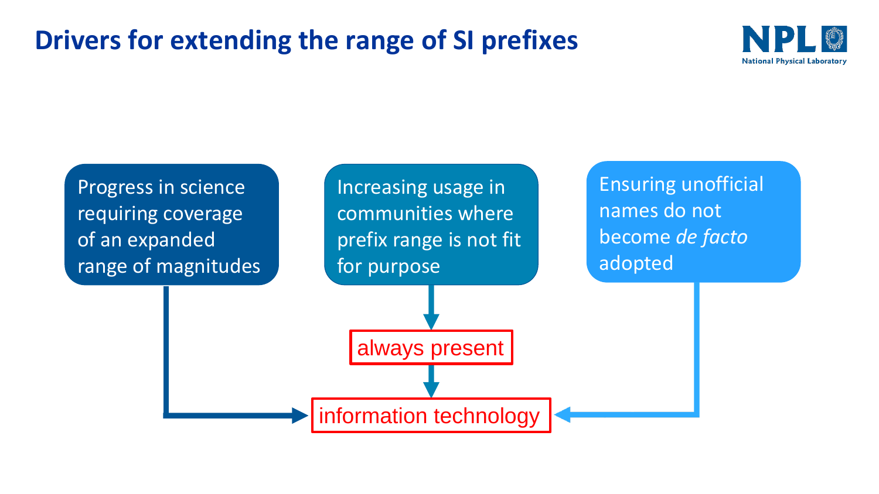# Drivers for extending the range of SI prefixes

Progress in science requiring coverage of an expanded range of magnitudes

Increasing usage in communities where prefix range is not fit for purpose

Ensuring unofficial names do not become *de facto* adopted

always present

information technology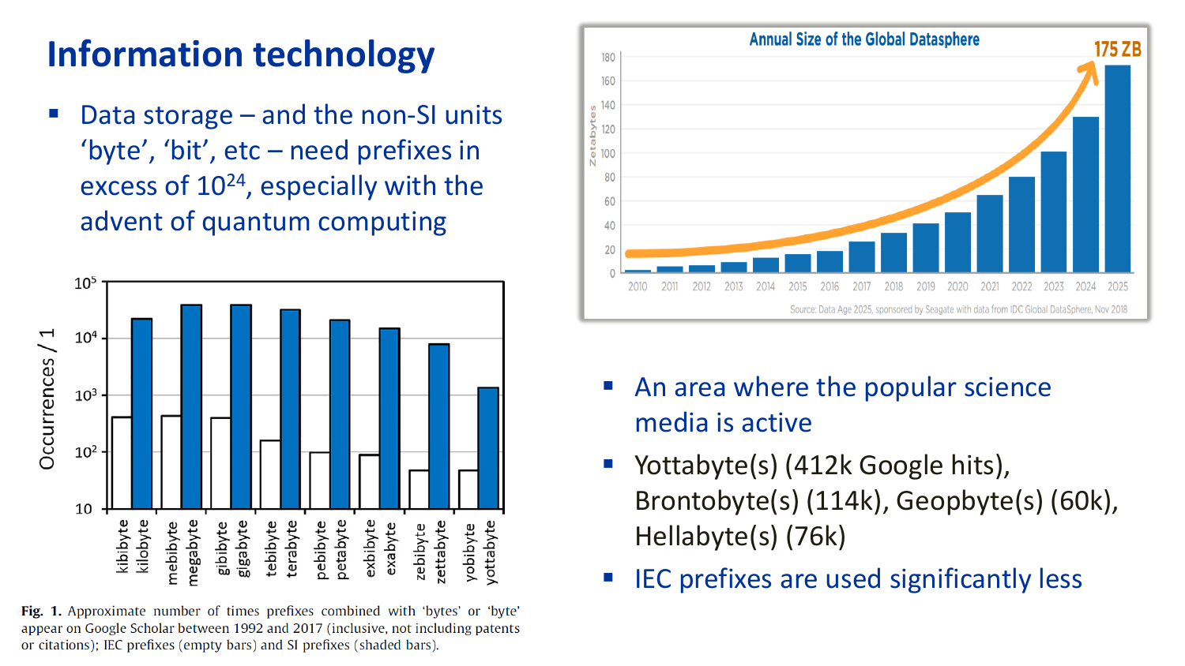# Information technology

- Data storage – and the non-SI units 'byte', 'bit', etc – need prefixes in excess of $10^{24}$, especially with the advent of quantum computing

**Fig. 1.** Approximate number of times prefixes combined with 'bytes' or 'byte' appear on Google Scholar between 1992 and 2017 (inclusive, not including patents or citations); IEC prefixes (empty bars) and SI prefixes (shaded bars).

- An area where the popular science media is active
- Yottabyte(s) (412k Google hits), Brontobyte(s) (114k), Geopbyte(s) (60k), Hellabyte(s) (76k)
- IEC prefixes are used significantly less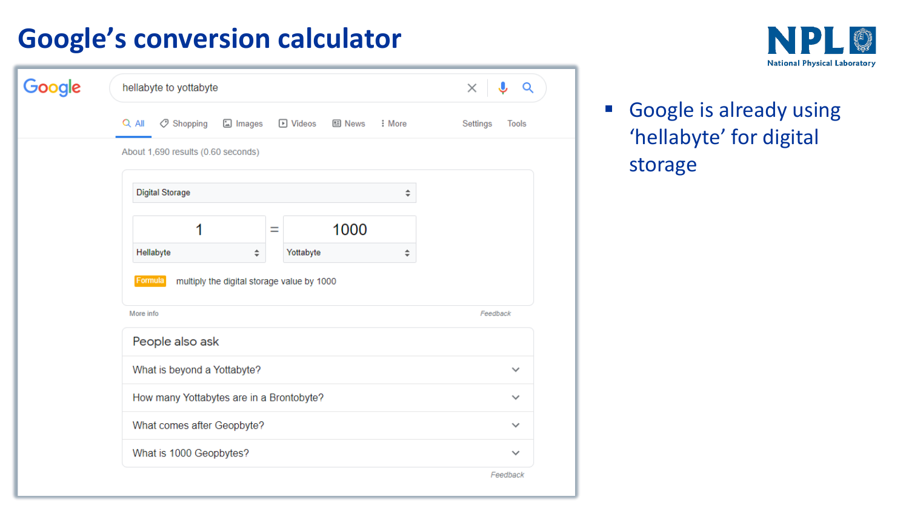# Google's conversion calculator

hellabyte to yottabyte

About 1,690 results (0.60 seconds)

Digital Storage

1 Hellabyte = 1000 Yottabyte

Formula: multiply the digital storage value by 1000

People also ask

- What is beyond a Yottabyte?
- How many Yottabytes are in a Brontobyte?
- What comes after Geopbyte?
- What is 1000 Geopbytes?

- Google is already using 'hellabyte' for digital storage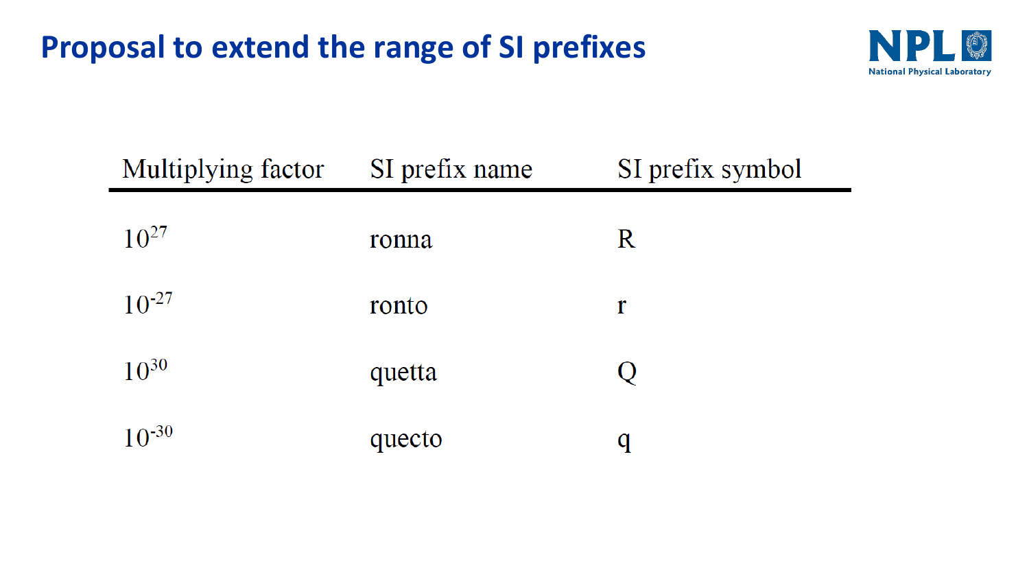# Proposal to extend the range of SI prefixes

| Multiplying factor | SI prefix name | SI prefix symbol |
| --- | --- | --- |
| $10^{27}$ | ronna | R |
| $10^{-27}$ | ronto | r |
| $10^{30}$ | quetta | Q |
| $10^{-30}$ | quecto | q |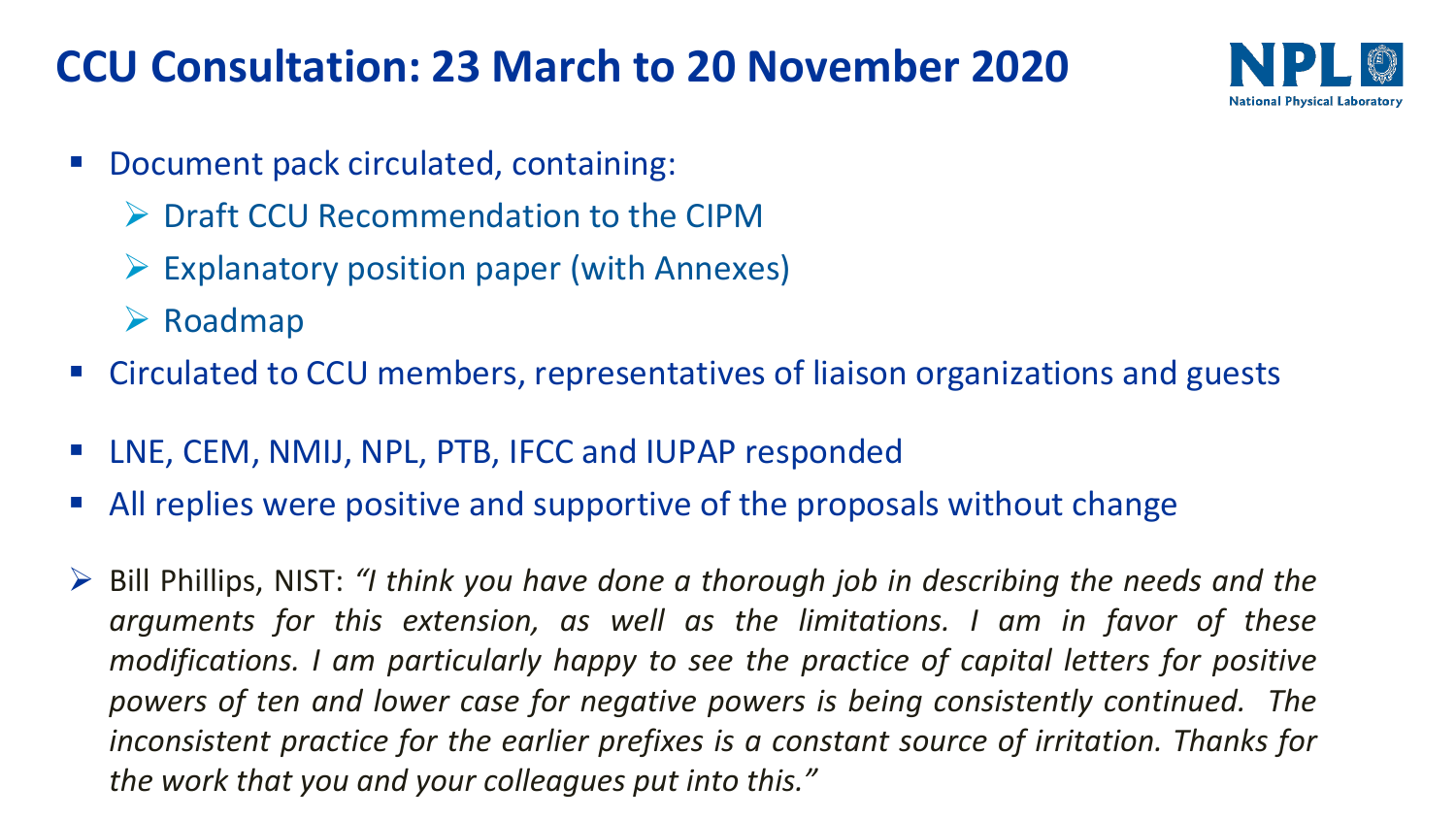# CCU Consultation: 23 March to 20 November 2020

- Document pack circulated, containing:
  - Draft CCU Recommendation to the CIPM
  - Explanatory position paper (with Annexes)
  - Roadmap
- Circulated to CCU members, representatives of liaison organizations and guests
- LNE, CEM, NMIJ, NPL, PTB, IFCC and IUPAP responded
- All replies were positive and supportive of the proposals without change

- Bill Phillips, NIST: *"I think you have done a thorough job in describing the needs and the arguments for this extension, as well as the limitations. I am in favor of these modifications. I am particularly happy to see the practice of capital letters for positive powers of ten and lower case for negative powers is being consistently continued. The inconsistent practice for the earlier prefixes is a constant source of irritation. Thanks for the work that you and your colleagues put into this."*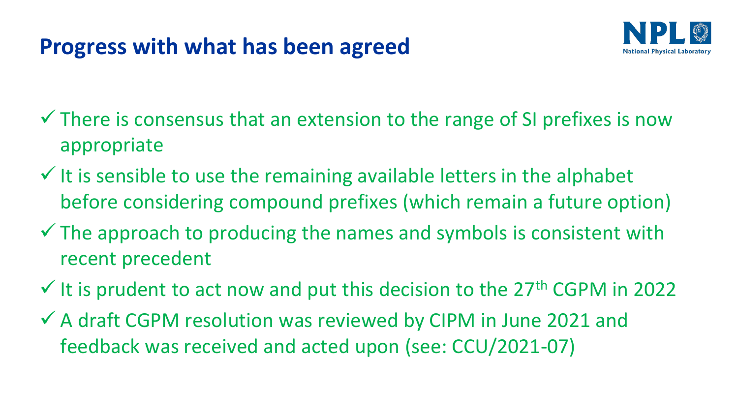# Progress with what has been agreed

- ✓ There is consensus that an extension to the range of SI prefixes is now appropriate
- ✓ It is sensible to use the remaining available letters in the alphabet before considering compound prefixes (which remain a future option)
- ✓ The approach to producing the names and symbols is consistent with recent precedent
- ✓ It is prudent to act now and put this decision to the 27th CGPM in 2022
- ✓ A draft CGPM resolution was reviewed by CIPM in June 2021 and feedback was received and acted upon (see: CCU/2021-07)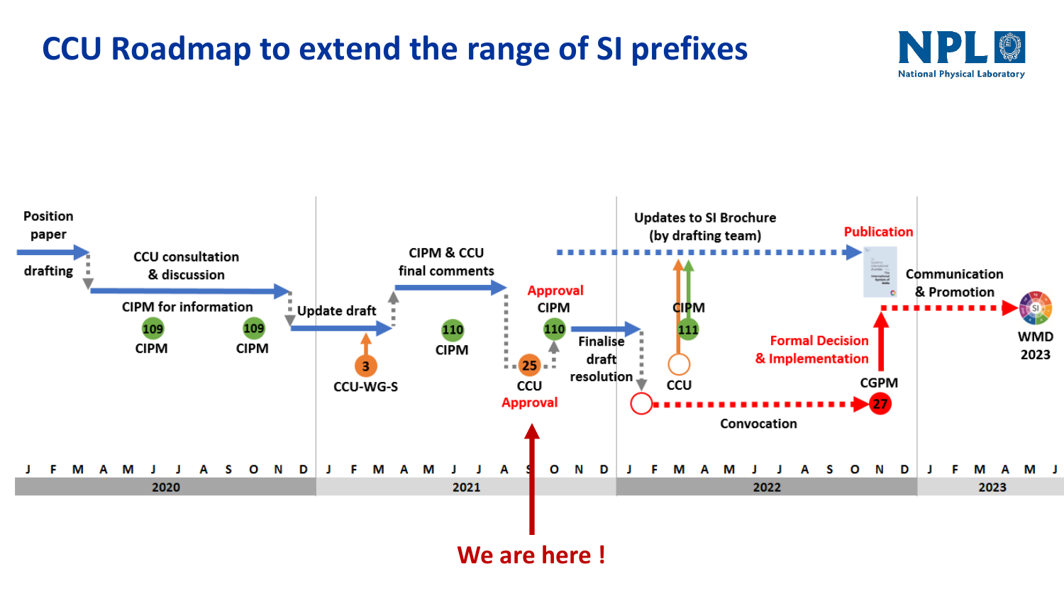# CCU Roadmap to extend the range of SI prefixes

Position paper drafting

CCU consultation & discussion

CIPM for information

109 CIPM

109 CIPM

Update draft

3 CCU-WG-S

CIPM & CCU final comments

110 CIPM

25 CCU Approval

Approval CIPM

110

Finalise draft resolution

Updates to SI Brochure (by drafting team)

CIPM

111

CCU

Convocation

Publication

Formal Decision & Implementation

CGPM

27

Communication & Promotion

WMD 2023

| J | F | M | A | M | J | J | A | S | O | N | D | J | F | M | A | M | J | J | A | S | O | N | D | J | F | M | A | M | J | J | A | S | O | N | D | J | F | M | A | M | J |
|---|---|---|---|---|---|---|---|---|---|---|---|---|---|---|---|---|---|---|---|---|---|---|---|---|---|---|---|---|---|---|---|---|---|---|---|---|---|---|---|---|---|
| 2020 | | | | | | | | | | | | 2021 | | | | | | | | | | | | 2022 | | | | | | | | | | | | 2023 | | | | | |

We are here !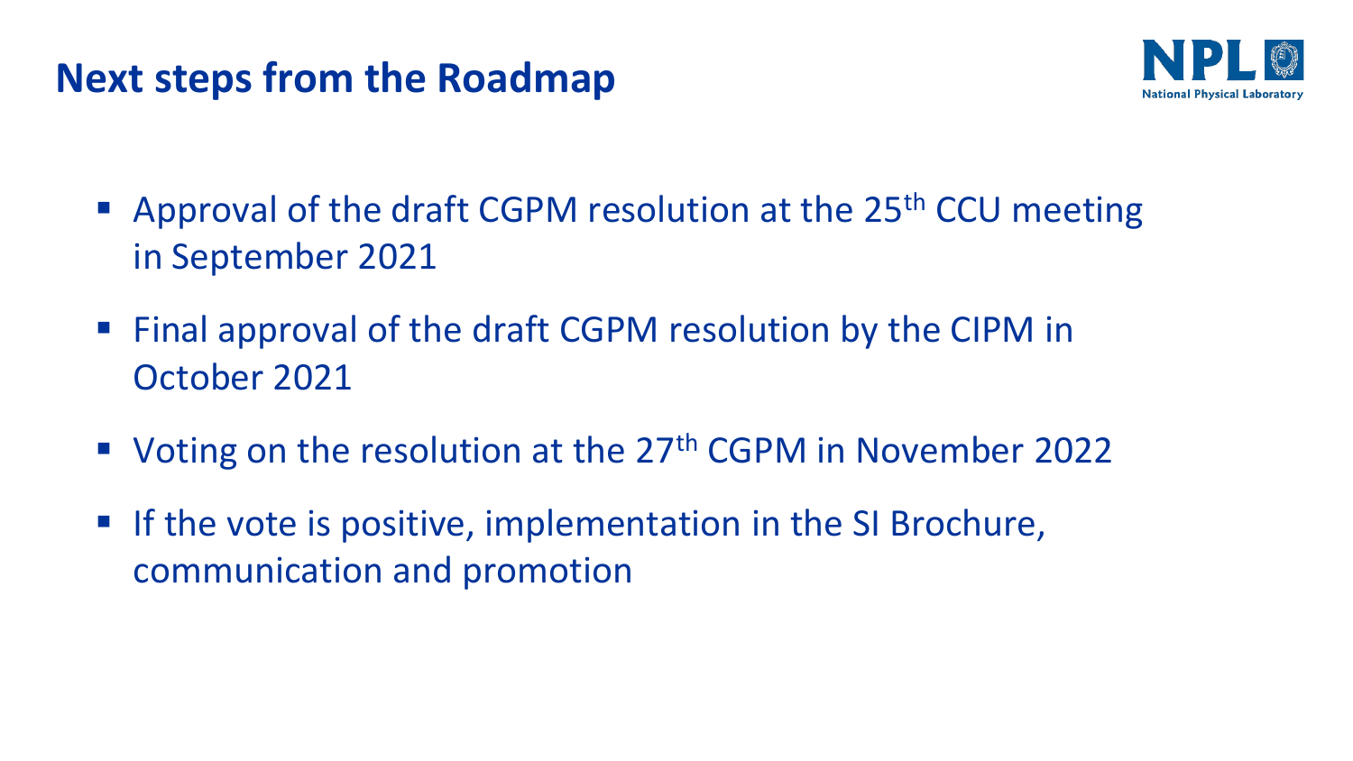# Next steps from the Roadmap

- Approval of the draft CGPM resolution at the 25th CCU meeting in September 2021
- Final approval of the draft CGPM resolution by the CIPM in October 2021
- Voting on the resolution at the 27th CGPM in November 2022
- If the vote is positive, implementation in the SI Brochure, communication and promotion